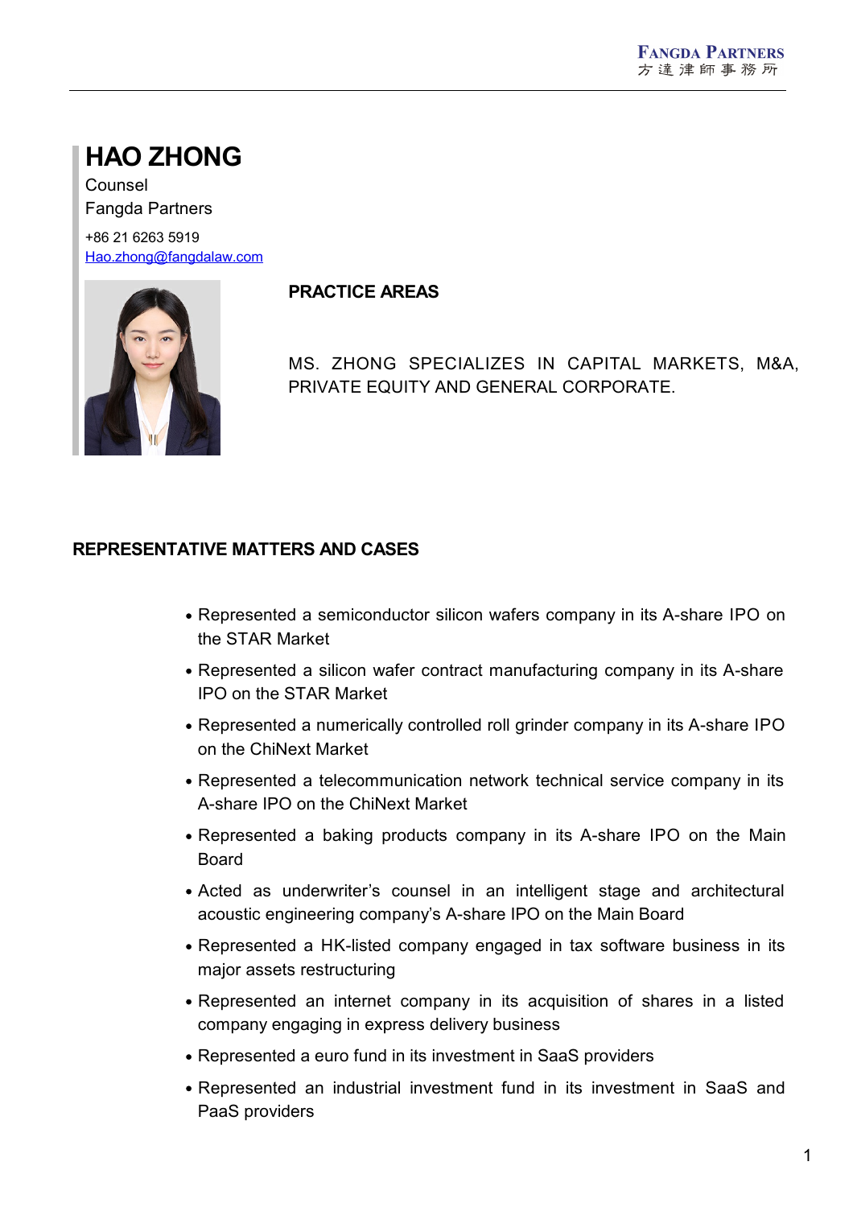# HAO ZHONG

Counsel

Fangda Partners

+86 21 6263 5919

[Hao.zhong@fangdalaw.com](mailto:Hao.zhong@fangdalaw.com)

## PRACTICE AREAS

MS. ZHONG SPECIALIZES IN CAPITAL MARKETS, M&A, PRIVATE EQUITY AND GENERAL CORPORATE.

## REPRESENTATIVE MATTERS AND CASES

- Represented a semiconductor silicon wafers company in its A-share IPO on the STAR Market
- Represented a silicon wafer contract manufacturing company in its A-share IPO on the STAR Market
- Represented a numerically controlled roll grinder company in its A-share IPO on the ChiNext Market
- Represented a telecommunication network technical service company in its A-share IPO on the ChiNext Market
- Represented a baking products company in its A-share IPO on the Main Board
- Acted as underwriter's counsel in an intelligent stage and architectural acoustic engineering company's A-share IPO on the Main Board
- Represented a HK-listed company engaged in tax software business in its major assets restructuring
- Represented an internet company in its acquisition of shares in a listed company engaging in express delivery business
- Represented a euro fund in its investment in SaaS providers
- Represented an industrial investment fund in its investment in SaaS and PaaS providers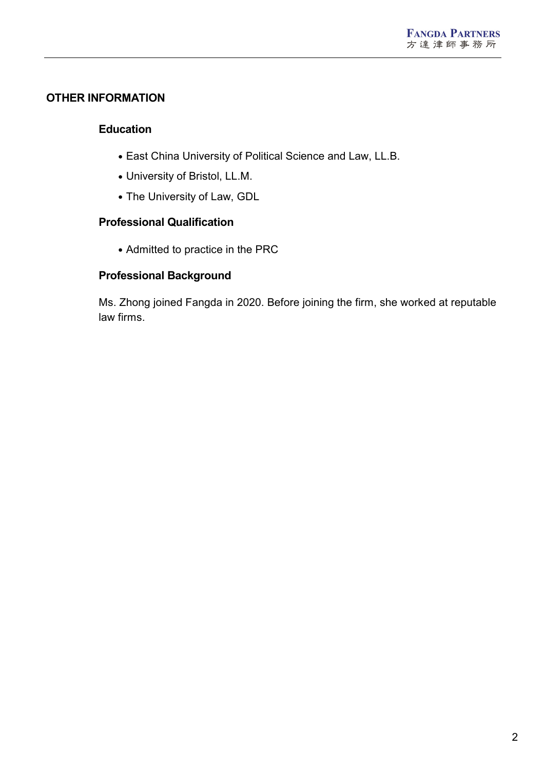## OTHER INFORMATION

### Education

- East China University of Political Science and Law, LL.B.
- University of Bristol, LL.M.
- The University of Law, GDL

### Professional Qualification

- Admitted to practice in the PRC

### Professional Background

Ms. Zhong joined Fangda in 2020. Before joining the firm, she worked at reputable law firms.